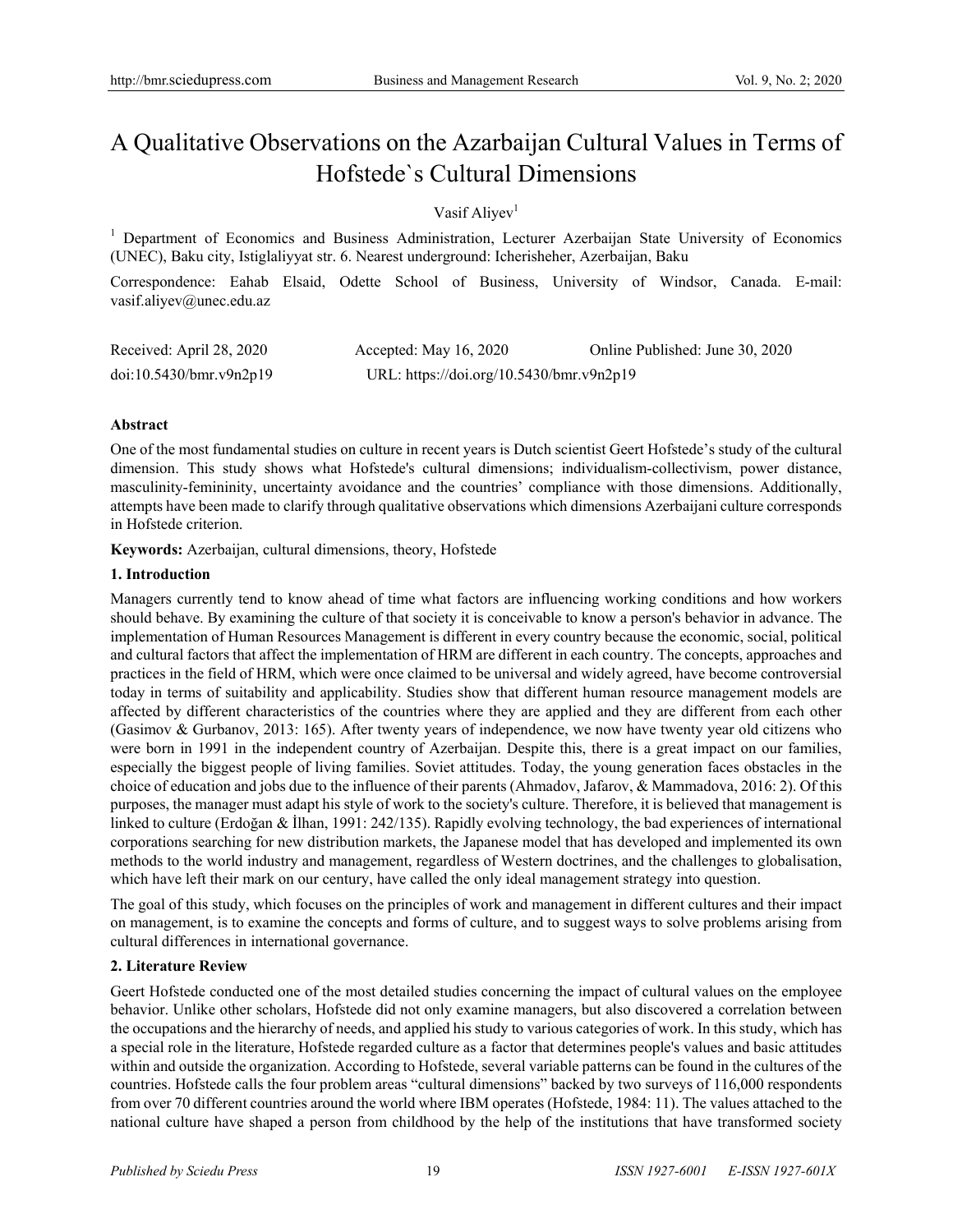# A Qualitative Observations on the Azarbaijan Cultural Values in Terms of Hofstede`s Cultural Dimensions

Vasif Aliyev[1]

[1] Department of Economics and Business Administration, Lecturer Azerbaijan State University of Economics (UNEC), Baku city, Istiglaliyyat str. 6. Nearest underground: Icherisheher, Azerbaijan, Baku

Correspondence: Eahab Elsaid, Odette School of Business, University of Windsor, Canada. E-mail: vasif.aliyev@unec.edu.az

| | | |
|---|---|---|
| Received: April 28, 2020 | Accepted: May 16, 2020 | Online Published: June 30, 2020 |
| doi:10.5430/bmr.v9n2p19 | URL: https://doi.org/10.5430/bmr.v9n2p19 | |

**Abstract**

One of the most fundamental studies on culture in recent years is Dutch scientist Geert Hofstede's study of the cultural dimension. This study shows what Hofstede's cultural dimensions; individualism-collectivism, power distance, masculinity-femininity, uncertainty avoidance and the countries' compliance with those dimensions. Additionally, attempts have been made to clarify through qualitative observations which dimensions Azerbaijani culture corresponds in Hofstede criterion.

**Keywords:** Azerbaijan, cultural dimensions, theory, Hofstede

## 1. Introduction

Managers currently tend to know ahead of time what factors are influencing working conditions and how workers should behave. By examining the culture of that society it is conceivable to know a person's behavior in advance. The implementation of Human Resources Management is different in every country because the economic, social, political and cultural factors that affect the implementation of HRM are different in each country. The concepts, approaches and practices in the field of HRM, which were once claimed to be universal and widely agreed, have become controversial today in terms of suitability and applicability. Studies show that different human resource management models are affected by different characteristics of the countries where they are applied and they are different from each other (Gasimov & Gurbanov, 2013: 165). After twenty years of independence, we now have twenty year old citizens who were born in 1991 in the independent country of Azerbaijan. Despite this, there is a great impact on our families, especially the biggest people of living families. Soviet attitudes. Today, the young generation faces obstacles in the choice of education and jobs due to the influence of their parents (Ahmadov, Jafarov, & Mammadova, 2016: 2). Of this purposes, the manager must adapt his style of work to the society's culture. Therefore, it is believed that management is linked to culture (Erdoğan & İlhan, 1991: 242/135). Rapidly evolving technology, the bad experiences of international corporations searching for new distribution markets, the Japanese model that has developed and implemented its own methods to the world industry and management, regardless of Western doctrines, and the challenges to globalisation, which have left their mark on our century, have called the only ideal management strategy into question.

The goal of this study, which focuses on the principles of work and management in different cultures and their impact on management, is to examine the concepts and forms of culture, and to suggest ways to solve problems arising from cultural differences in international governance.

## 2. Literature Review

Geert Hofstede conducted one of the most detailed studies concerning the impact of cultural values on the employee behavior. Unlike other scholars, Hofstede did not only examine managers, but also discovered a correlation between the occupations and the hierarchy of needs, and applied his study to various categories of work. In this study, which has a special role in the literature, Hofstede regarded culture as a factor that determines people's values and basic attitudes within and outside the organization. According to Hofstede, several variable patterns can be found in the cultures of the countries. Hofstede calls the four problem areas "cultural dimensions" backed by two surveys of 116,000 respondents from over 70 different countries around the world where IBM operates (Hofstede, 1984: 11). The values attached to the national culture have shaped a person from childhood by the help of the institutions that have transformed society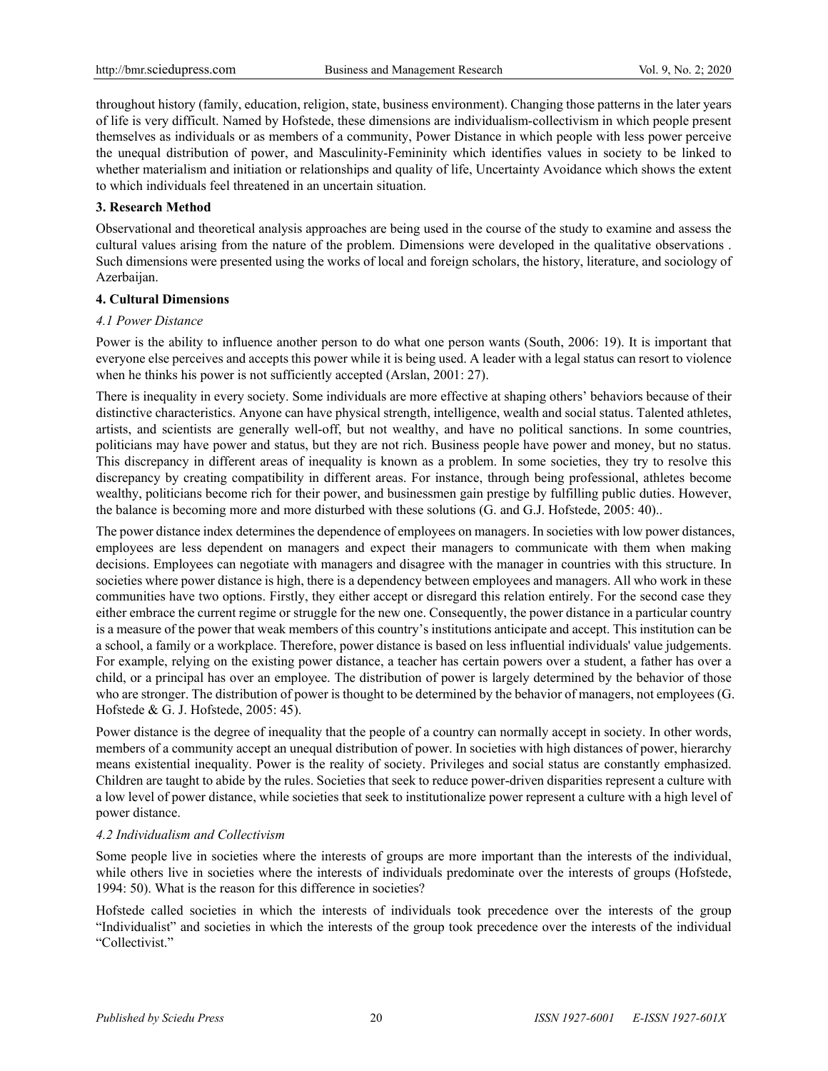throughout history (family, education, religion, state, business environment). Changing those patterns in the later years of life is very difficult. Named by Hofstede, these dimensions are individualism-collectivism in which people present themselves as individuals or as members of a community, Power Distance in which people with less power perceive the unequal distribution of power, and Masculinity-Femininity which identifies values in society to be linked to whether materialism and initiation or relationships and quality of life, Uncertainty Avoidance which shows the extent to which individuals feel threatened in an uncertain situation.

## 3. Research Method

Observational and theoretical analysis approaches are being used in the course of the study to examine and assess the cultural values arising from the nature of the problem. Dimensions were developed in the qualitative observations . Such dimensions were presented using the works of local and foreign scholars, the history, literature, and sociology of Azerbaijan.

## 4. Cultural Dimensions

### *4.1 Power Distance*

Power is the ability to influence another person to do what one person wants (South, 2006: 19). It is important that everyone else perceives and accepts this power while it is being used. A leader with a legal status can resort to violence when he thinks his power is not sufficiently accepted (Arslan, 2001: 27).

There is inequality in every society. Some individuals are more effective at shaping others' behaviors because of their distinctive characteristics. Anyone can have physical strength, intelligence, wealth and social status. Talented athletes, artists, and scientists are generally well-off, but not wealthy, and have no political sanctions. In some countries, politicians may have power and status, but they are not rich. Business people have power and money, but no status. This discrepancy in different areas of inequality is known as a problem. In some societies, they try to resolve this discrepancy by creating compatibility in different areas. For instance, through being professional, athletes become wealthy, politicians become rich for their power, and businessmen gain prestige by fulfilling public duties. However, the balance is becoming more and more disturbed with these solutions (G. and G.J. Hofstede, 2005: 40)..

The power distance index determines the dependence of employees on managers. In societies with low power distances, employees are less dependent on managers and expect their managers to communicate with them when making decisions. Employees can negotiate with managers and disagree with the manager in countries with this structure. In societies where power distance is high, there is a dependency between employees and managers. All who work in these communities have two options. Firstly, they either accept or disregard this relation entirely. For the second case they either embrace the current regime or struggle for the new one. Consequently, the power distance in a particular country is a measure of the power that weak members of this country's institutions anticipate and accept. This institution can be a school, a family or a workplace. Therefore, power distance is based on less influential individuals' value judgements. For example, relying on the existing power distance, a teacher has certain powers over a student, a father has over a child, or a principal has over an employee. The distribution of power is largely determined by the behavior of those who are stronger. The distribution of power is thought to be determined by the behavior of managers, not employees (G. Hofstede & G. J. Hofstede, 2005: 45).

Power distance is the degree of inequality that the people of a country can normally accept in society. In other words, members of a community accept an unequal distribution of power. In societies with high distances of power, hierarchy means existential inequality. Power is the reality of society. Privileges and social status are constantly emphasized. Children are taught to abide by the rules. Societies that seek to reduce power-driven disparities represent a culture with a low level of power distance, while societies that seek to institutionalize power represent a culture with a high level of power distance.

### *4.2 Individualism and Collectivism*

Some people live in societies where the interests of groups are more important than the interests of the individual, while others live in societies where the interests of individuals predominate over the interests of groups (Hofstede, 1994: 50). What is the reason for this difference in societies?

Hofstede called societies in which the interests of individuals took precedence over the interests of the group "Individualist" and societies in which the interests of the group took precedence over the interests of the individual "Collectivist."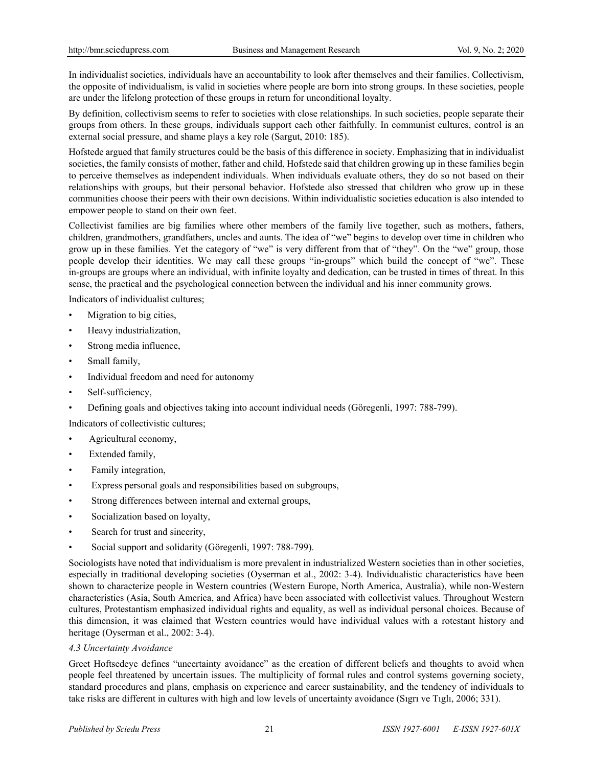In individualist societies, individuals have an accountability to look after themselves and their families. Collectivism, the opposite of individualism, is valid in societies where people are born into strong groups. In these societies, people are under the lifelong protection of these groups in return for unconditional loyalty.

By definition, collectivism seems to refer to societies with close relationships. In such societies, people separate their groups from others. In these groups, individuals support each other faithfully. In communist cultures, control is an external social pressure, and shame plays a key role (Sargut, 2010: 185).

Hofstede argued that family structures could be the basis of this difference in society. Emphasizing that in individualist societies, the family consists of mother, father and child, Hofstede said that children growing up in these families begin to perceive themselves as independent individuals. When individuals evaluate others, they do so not based on their relationships with groups, but their personal behavior. Hofstede also stressed that children who grow up in these communities choose their peers with their own decisions. Within individualistic societies education is also intended to empower people to stand on their own feet.

Collectivist families are big families where other members of the family live together, such as mothers, fathers, children, grandmothers, grandfathers, uncles and aunts. The idea of "we" begins to develop over time in children who grow up in these families. Yet the category of "we" is very different from that of "they". On the "we" group, those people develop their identities. We may call these groups "in-groups" which build the concept of "we". These in-groups are groups where an individual, with infinite loyalty and dedication, can be trusted in times of threat. In this sense, the practical and the psychological connection between the individual and his inner community grows.

Indicators of individualist cultures;

- Migration to big cities,
- Heavy industrialization,
- Strong media influence,
- Small family,
- Individual freedom and need for autonomy
- Self-sufficiency,
- Defining goals and objectives taking into account individual needs (Göregenli, 1997: 788-799).

Indicators of collectivistic cultures;

- Agricultural economy,
- Extended family,
- Family integration,
- Express personal goals and responsibilities based on subgroups,
- Strong differences between internal and external groups,
- Socialization based on loyalty,
- Search for trust and sincerity,
- Social support and solidarity (Göregenli, 1997: 788-799).

Sociologists have noted that individualism is more prevalent in industrialized Western societies than in other societies, especially in traditional developing societies (Oyserman et al., 2002: 3-4). Individualistic characteristics have been shown to characterize people in Western countries (Western Europe, North America, Australia), while non-Western characteristics (Asia, South America, and Africa) have been associated with collectivist values. Throughout Western cultures, Protestantism emphasized individual rights and equality, as well as individual personal choices. Because of this dimension, it was claimed that Western countries would have individual values with a rotestant history and heritage (Oyserman et al., 2002: 3-4).

### *4.3 Uncertainty Avoidance*

Greet Hoftsedeye defines "uncertainty avoidance" as the creation of different beliefs and thoughts to avoid when people feel threatened by uncertain issues. The multiplicity of formal rules and control systems governing society, standard procedures and plans, emphasis on experience and career sustainability, and the tendency of individuals to take risks are different in cultures with high and low levels of uncertainty avoidance (Sıgrı ve Tıglı, 2006; 331).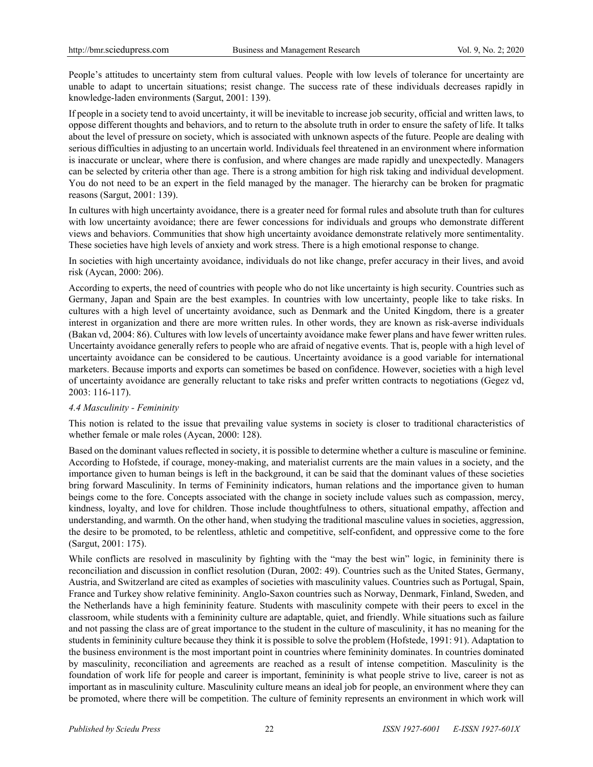People's attitudes to uncertainty stem from cultural values. People with low levels of tolerance for uncertainty are unable to adapt to uncertain situations; resist change. The success rate of these individuals decreases rapidly in knowledge-laden environments (Sargut, 2001: 139).

If people in a society tend to avoid uncertainty, it will be inevitable to increase job security, official and written laws, to oppose different thoughts and behaviors, and to return to the absolute truth in order to ensure the safety of life. It talks about the level of pressure on society, which is associated with unknown aspects of the future. People are dealing with serious difficulties in adjusting to an uncertain world. Individuals feel threatened in an environment where information is inaccurate or unclear, where there is confusion, and where changes are made rapidly and unexpectedly. Managers can be selected by criteria other than age. There is a strong ambition for high risk taking and individual development. You do not need to be an expert in the field managed by the manager. The hierarchy can be broken for pragmatic reasons (Sargut, 2001: 139).

In cultures with high uncertainty avoidance, there is a greater need for formal rules and absolute truth than for cultures with low uncertainty avoidance; there are fewer concessions for individuals and groups who demonstrate different views and behaviors. Communities that show high uncertainty avoidance demonstrate relatively more sentimentality. These societies have high levels of anxiety and work stress. There is a high emotional response to change.

In societies with high uncertainty avoidance, individuals do not like change, prefer accuracy in their lives, and avoid risk (Aycan, 2000: 206).

According to experts, the need of countries with people who do not like uncertainty is high security. Countries such as Germany, Japan and Spain are the best examples. In countries with low uncertainty, people like to take risks. In cultures with a high level of uncertainty avoidance, such as Denmark and the United Kingdom, there is a greater interest in organization and there are more written rules. In other words, they are known as risk-averse individuals (Bakan vd, 2004: 86). Cultures with low levels of uncertainty avoidance make fewer plans and have fewer written rules. Uncertainty avoidance generally refers to people who are afraid of negative events. That is, people with a high level of uncertainty avoidance can be considered to be cautious. Uncertainty avoidance is a good variable for international marketers. Because imports and exports can sometimes be based on confidence. However, societies with a high level of uncertainty avoidance are generally reluctant to take risks and prefer written contracts to negotiations (Gegez vd, 2003: 116-117).

### *4.4 Masculinity - Femininity*

This notion is related to the issue that prevailing value systems in society is closer to traditional characteristics of whether female or male roles (Aycan, 2000: 128).

Based on the dominant values reflected in society, it is possible to determine whether a culture is masculine or feminine. According to Hofstede, if courage, money-making, and materialist currents are the main values in a society, and the importance given to human beings is left in the background, it can be said that the dominant values of these societies bring forward Masculinity. In terms of Femininity indicators, human relations and the importance given to human beings come to the fore. Concepts associated with the change in society include values such as compassion, mercy, kindness, loyalty, and love for children. Those include thoughtfulness to others, situational empathy, affection and understanding, and warmth. On the other hand, when studying the traditional masculine values in societies, aggression, the desire to be promoted, to be relentless, athletic and competitive, self-confident, and oppressive come to the fore (Sargut, 2001: 175).

While conflicts are resolved in masculinity by fighting with the "may the best win" logic, in femininity there is reconciliation and discussion in conflict resolution (Duran, 2002: 49). Countries such as the United States, Germany, Austria, and Switzerland are cited as examples of societies with masculinity values. Countries such as Portugal, Spain, France and Turkey show relative femininity. Anglo-Saxon countries such as Norway, Denmark, Finland, Sweden, and the Netherlands have a high femininity feature. Students with masculinity compete with their peers to excel in the classroom, while students with a femininity culture are adaptable, quiet, and friendly. While situations such as failure and not passing the class are of great importance to the student in the culture of masculinity, it has no meaning for the students in femininity culture because they think it is possible to solve the problem (Hofstede, 1991: 91). Adaptation to the business environment is the most important point in countries where femininity dominates. In countries dominated by masculinity, reconciliation and agreements are reached as a result of intense competition. Masculinity is the foundation of work life for people and career is important, femininity is what people strive to live, career is not as important as in masculinity culture. Masculinity culture means an ideal job for people, an environment where they can be promoted, where there will be competition. The culture of feminity represents an environment in which work will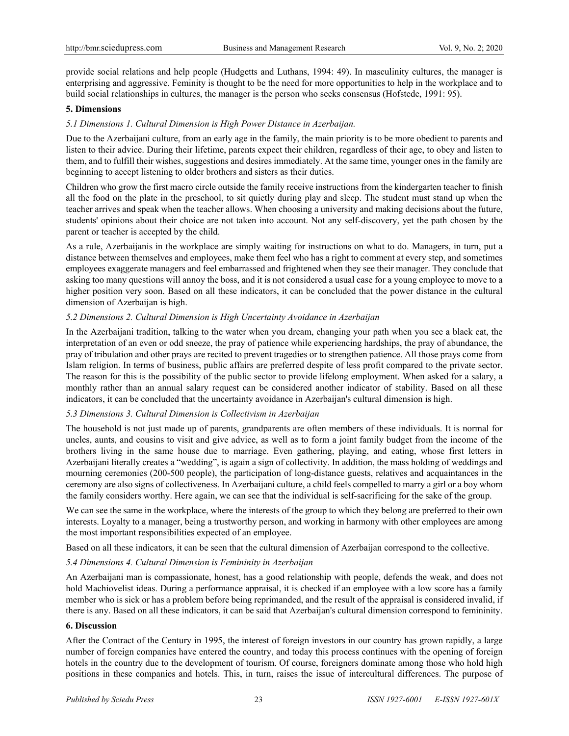provide social relations and help people (Hudgetts and Luthans, 1994: 49). In masculinity cultures, the manager is enterprising and aggressive. Feminity is thought to be the need for more opportunities to help in the workplace and to build social relationships in cultures, the manager is the person who seeks consensus (Hofstede, 1991: 95).

## 5. Dimensions

### *5.1 Dimensions 1. Cultural Dimension is High Power Distance in Azerbaijan.*

Due to the Azerbaijani culture, from an early age in the family, the main priority is to be more obedient to parents and listen to their advice. During their lifetime, parents expect their children, regardless of their age, to obey and listen to them, and to fulfill their wishes, suggestions and desires immediately. At the same time, younger ones in the family are beginning to accept listening to older brothers and sisters as their duties.

Children who grow the first macro circle outside the family receive instructions from the kindergarten teacher to finish all the food on the plate in the preschool, to sit quietly during play and sleep. The student must stand up when the teacher arrives and speak when the teacher allows. When choosing a university and making decisions about the future, students' opinions about their choice are not taken into account. Not any self-discovery, yet the path chosen by the parent or teacher is accepted by the child.

As a rule, Azerbaijanis in the workplace are simply waiting for instructions on what to do. Managers, in turn, put a distance between themselves and employees, make them feel who has a right to comment at every step, and sometimes employees exaggerate managers and feel embarrassed and frightened when they see their manager. They conclude that asking too many questions will annoy the boss, and it is not considered a usual case for a young employee to move to a higher position very soon. Based on all these indicators, it can be concluded that the power distance in the cultural dimension of Azerbaijan is high.

### *5.2 Dimensions 2. Cultural Dimension is High Uncertainty Avoidance in Azerbaijan*

In the Azerbaijani tradition, talking to the water when you dream, changing your path when you see a black cat, the interpretation of an even or odd sneeze, the pray of patience while experiencing hardships, the pray of abundance, the pray of tribulation and other prays are recited to prevent tragedies or to strengthen patience. All those prays come from Islam religion. In terms of business, public affairs are preferred despite of less profit compared to the private sector. The reason for this is the possibility of the public sector to provide lifelong employment. When asked for a salary, a monthly rather than an annual salary request can be considered another indicator of stability. Based on all these indicators, it can be concluded that the uncertainty avoidance in Azerbaijan's cultural dimension is high.

### *5.3 Dimensions 3. Cultural Dimension is Collectivism in Azerbaijan*

The household is not just made up of parents, grandparents are often members of these individuals. It is normal for uncles, aunts, and cousins to visit and give advice, as well as to form a joint family budget from the income of the brothers living in the same house due to marriage. Even gathering, playing, and eating, whose first letters in Azerbaijani literally creates a "wedding", is again a sign of collectivity. In addition, the mass holding of weddings and mourning ceremonies (200-500 people), the participation of long-distance guests, relatives and acquaintances in the ceremony are also signs of collectiveness. In Azerbaijani culture, a child feels compelled to marry a girl or a boy whom the family considers worthy. Here again, we can see that the individual is self-sacrificing for the sake of the group.

We can see the same in the workplace, where the interests of the group to which they belong are preferred to their own interests. Loyalty to a manager, being a trustworthy person, and working in harmony with other employees are among the most important responsibilities expected of an employee.

Based on all these indicators, it can be seen that the cultural dimension of Azerbaijan correspond to the collective.

### *5.4 Dimensions 4. Cultural Dimension is Femininity in Azerbaijan*

An Azerbaijani man is compassionate, honest, has a good relationship with people, defends the weak, and does not hold Machiovelist ideas. During a performance appraisal, it is checked if an employee with a low score has a family member who is sick or has a problem before being reprimanded, and the result of the appraisal is considered invalid, if there is any. Based on all these indicators, it can be said that Azerbaijan's cultural dimension correspond to femininity.

## 6. Discussion

After the Contract of the Century in 1995, the interest of foreign investors in our country has grown rapidly, a large number of foreign companies have entered the country, and today this process continues with the opening of foreign hotels in the country due to the development of tourism. Of course, foreigners dominate among those who hold high positions in these companies and hotels. This, in turn, raises the issue of intercultural differences. The purpose of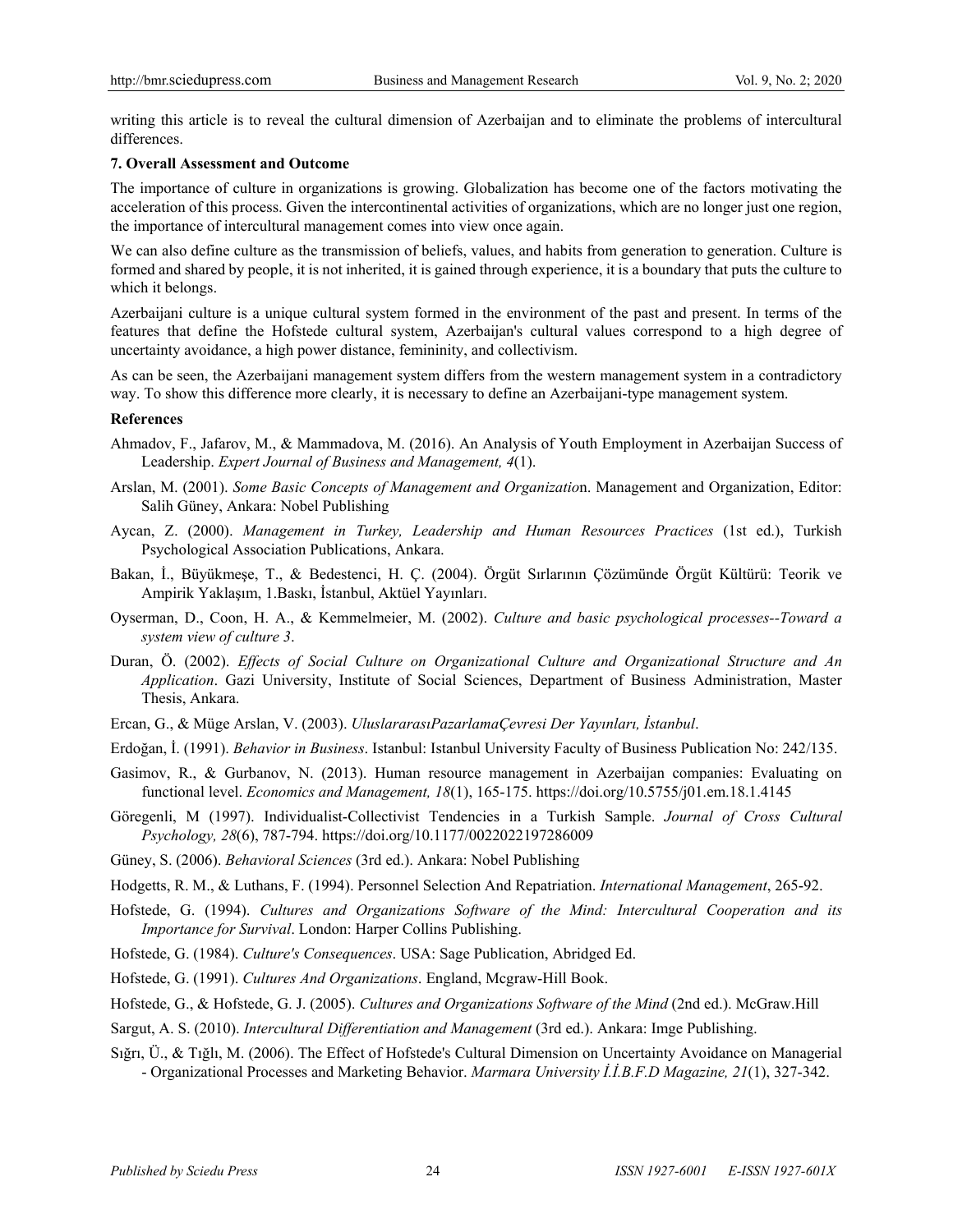writing this article is to reveal the cultural dimension of Azerbaijan and to eliminate the problems of intercultural differences.

**7. Overall Assessment and Outcome**

The importance of culture in organizations is growing. Globalization has become one of the factors motivating the acceleration of this process. Given the intercontinental activities of organizations, which are no longer just one region, the importance of intercultural management comes into view once again.

We can also define culture as the transmission of beliefs, values, and habits from generation to generation. Culture is formed and shared by people, it is not inherited, it is gained through experience, it is a boundary that puts the culture to which it belongs.

Azerbaijani culture is a unique cultural system formed in the environment of the past and present. In terms of the features that define the Hofstede cultural system, Azerbaijan's cultural values correspond to a high degree of uncertainty avoidance, a high power distance, femininity, and collectivism.

As can be seen, the Azerbaijani management system differs from the western management system in a contradictory way. To show this difference more clearly, it is necessary to define an Azerbaijani-type management system.

**References**

Ahmadov, F., Jafarov, M., & Mammadova, M. (2016). An Analysis of Youth Employment in Azerbaijan Success of Leadership. *Expert Journal of Business and Management, 4*(1).

Arslan, M. (2001). *Some Basic Concepts of Management and Organizatio*n. Management and Organization, Editor: Salih Güney, Ankara: Nobel Publishing

Aycan, Z. (2000). *Management in Turkey, Leadership and Human Resources Practices* (1st ed.), Turkish Psychological Association Publications, Ankara.

Bakan, İ., Büyükmeşe, T., & Bedestenci, H. Ç. (2004). Örgüt Sırlarının Çözümünde Örgüt Kültürü: Teorik ve Ampirik Yaklaşım, 1.Baskı, İstanbul, Aktüel Yayınları.

Oyserman, D., Coon, H. A., & Kemmelmeier, M. (2002). *Culture and basic psychological processes--Toward a system view of culture 3*.

Duran, Ö. (2002). *Effects of Social Culture on Organizational Culture and Organizational Structure and An Application*. Gazi University, Institute of Social Sciences, Department of Business Administration, Master Thesis, Ankara.

Ercan, G., & Müge Arslan, V. (2003). *UluslararasıPazarlamaÇevresi Der Yayınları, İstanbul*.

Erdoğan, İ. (1991). *Behavior in Business*. Istanbul: Istanbul University Faculty of Business Publication No: 242/135.

Gasimov, R., & Gurbanov, N. (2013). Human resource management in Azerbaijan companies: Evaluating on functional level. *Economics and Management, 18*(1), 165-175. https://doi.org/10.5755/j01.em.18.1.4145

Göregenli, M (1997). Individualist-Collectivist Tendencies in a Turkish Sample. *Journal of Cross Cultural Psychology, 28*(6), 787-794. https://doi.org/10.1177/0022022197286009

Güney, S. (2006). *Behavioral Sciences* (3rd ed.). Ankara: Nobel Publishing

Hodgetts, R. M., & Luthans, F. (1994). Personnel Selection And Repatriation. *International Management*, 265-92.

Hofstede, G. (1994). *Cultures and Organizations Software of the Mind: Intercultural Cooperation and its Importance for Survival*. London: Harper Collins Publishing.

Hofstede, G. (1984). *Culture's Consequences*. USA: Sage Publication, Abridged Ed.

Hofstede, G. (1991). *Cultures And Organizations*. England, Mcgraw-Hill Book.

Hofstede, G., & Hofstede, G. J. (2005). *Cultures and Organizations Software of the Mind* (2nd ed.). McGraw.Hill

Sargut, A. S. (2010). *Intercultural Differentiation and Management* (3rd ed.). Ankara: Imge Publishing.

Sığrı, Ü., & Tığlı, M. (2006). The Effect of Hofstede's Cultural Dimension on Uncertainty Avoidance on Managerial - Organizational Processes and Marketing Behavior. *Marmara University İ.İ.B.F.D Magazine, 21*(1), 327-342.